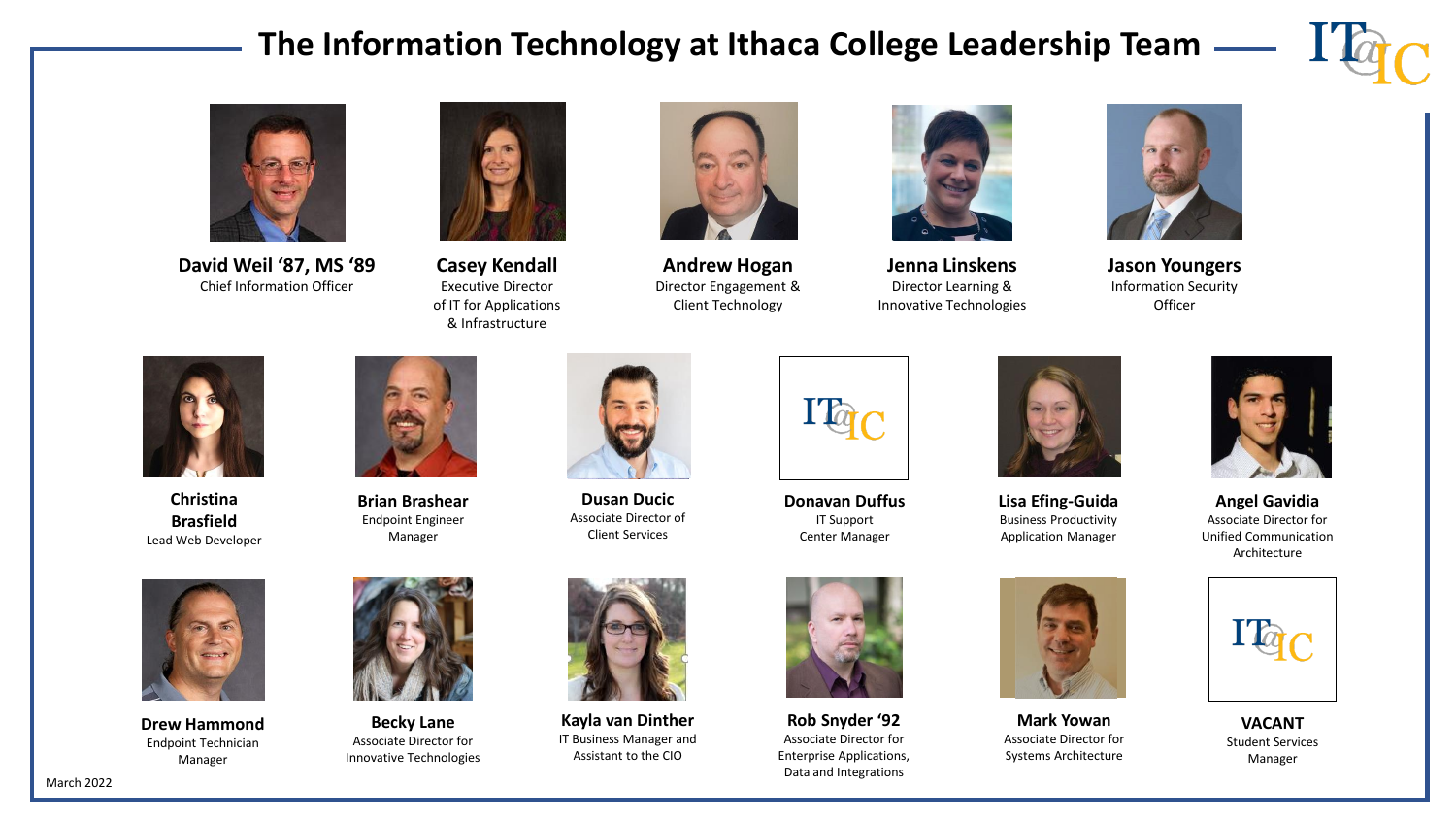# The Information Technology at Ithaca College Leadership Team

**David Weil '87, MS '89**
Chief Information Officer

**Casey Kendall**
Executive Director of IT for Applications & Infrastructure

**Andrew Hogan**
Director Engagement & Client Technology

**Jenna Linskens**
Director Learning & Innovative Technologies

**Jason Youngers**
Information Security Officer

**Christina Brasfield**
Lead Web Developer

**Brian Brashear**
Endpoint Engineer Manager

**Dusan Ducic**
Associate Director of Client Services

**Donavan Duffus**
IT Support Center Manager

**Lisa Efing-Guida**
Business Productivity Application Manager

**Angel Gavidia**
Associate Director for Unified Communication Architecture

**Drew Hammond**
Endpoint Technician Manager

**Becky Lane**
Associate Director for Innovative Technologies

**Kayla van Dinther**
IT Business Manager and Assistant to the CIO

**Rob Snyder '92**
Associate Director for Enterprise Applications, Data and Integrations

**Mark Yowan**
Associate Director for Systems Architecture

**VACANT**
Student Services Manager

March 2022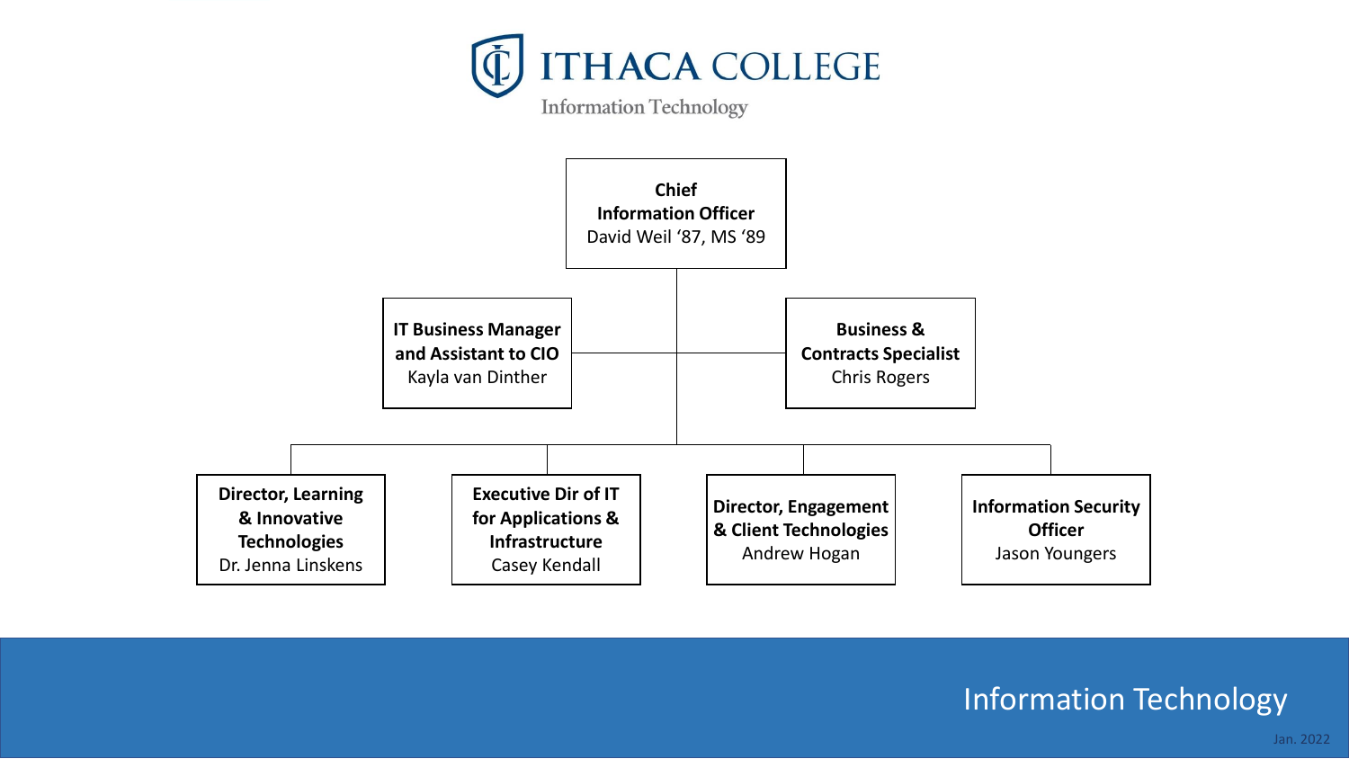# ITHACA COLLEGE

Information Technology

**Chief Information Officer**
David Weil '87, MS '89

- **IT Business Manager and Assistant to CIO**
  Kayla van Dinther
- **Business & Contracts Specialist**
  Chris Rogers
- **Director, Learning & Innovative Technologies**
  Dr. Jenna Linskens
- **Executive Dir of IT for Applications & Infrastructure**
  Casey Kendall
- **Director, Engagement & Client Technologies**
  Andrew Hogan
- **Information Security Officer**
  Jason Youngers

Information Technology

Jan. 2022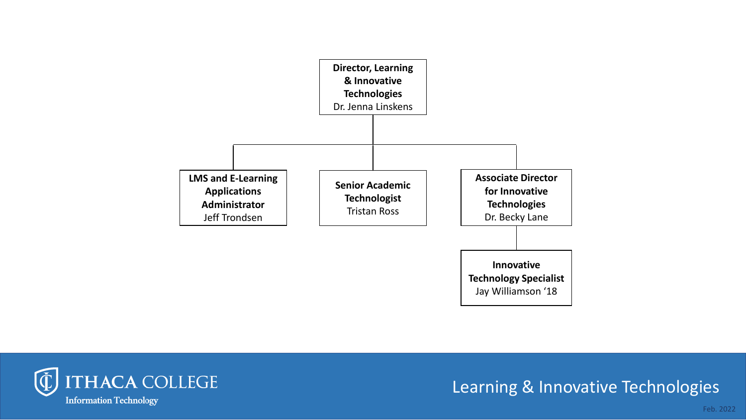# Learning & Innovative Technologies

**Director, Learning & Innovative Technologies**
Dr. Jenna Linskens

- **LMS and E-Learning Applications Administrator**
  Jeff Trondsen
- **Senior Academic Technologist**
  Tristan Ross
- **Associate Director for Innovative Technologies**
  Dr. Becky Lane
  - **Innovative Technology Specialist**
    Jay Williamson '18

Feb. 2022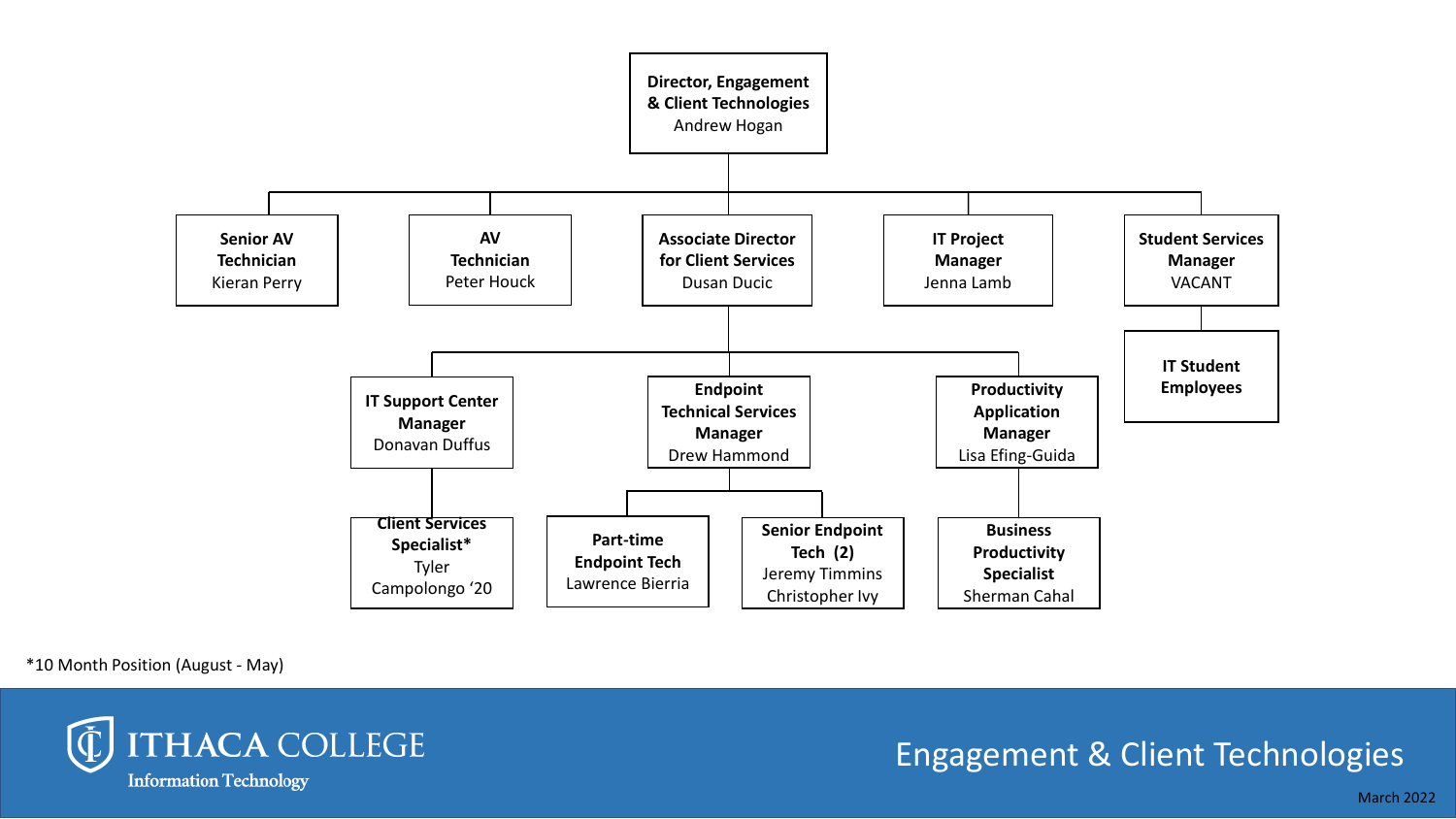# Engagement & Client Technologies

- **Director, Engagement & Client Technologies** — Andrew Hogan
  - **Senior AV Technician** — Kieran Perry
  - **AV Technician** — Peter Houck
  - **Associate Director for Client Services** — Dusan Ducic
    - **IT Support Center Manager** — Donavan Duffus
      - **Client Services Specialist*** — Tyler Campolongo '20
    - **Endpoint Technical Services Manager** — Drew Hammond
      - **Part-time Endpoint Tech** — Lawrence Bierria
      - **Senior Endpoint Tech (2)** — Jeremy Timmins, Christopher Ivy
    - **Productivity Application Manager** — Lisa Efing-Guida
      - **Business Productivity Specialist** — Sherman Cahal
  - **IT Project Manager** — Jenna Lamb
  - **Student Services Manager** — VACANT
    - **IT Student Employees**

*10 Month Position (August - May)

ITHACA COLLEGE
Information Technology

March 2022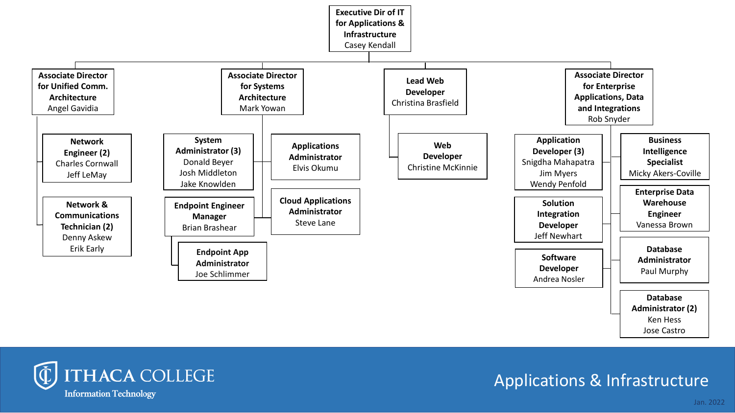# Applications & Infrastructure

**Executive Dir of IT for Applications & Infrastructure**
Casey Kendall

- **Associate Director for Unified Comm. Architecture**
  Angel Gavidia
  - **Network Engineer (2)**
    Charles Cornwall
    Jeff LeMay
  - **Network & Communications Technician (2)**
    Denny Askew
    Erik Early

- **Associate Director for Systems Architecture**
  Mark Yowan
  - **System Administrator (3)**
    Donald Beyer
    Josh Middleton
    Jake Knowlden
  - **Applications Administrator**
    Elvis Okumu
  - **Endpoint Engineer Manager**
    Brian Brashear
    - **Endpoint App Administrator**
      Joe Schlimmer
  - **Cloud Applications Administrator**
    Steve Lane

- **Lead Web Developer**
  Christina Brasfield
  - **Web Developer**
    Christine McKinnie

- **Associate Director for Enterprise Applications, Data and Integrations**
  Rob Snyder
  - **Application Developer (3)**
    Snigdha Mahapatra
    Jim Myers
    Wendy Penfold
  - **Solution Integration Developer**
    Jeff Newhart
  - **Software Developer**
    Andrea Nosler
  - **Business Intelligence Specialist**
    Micky Akers-Coville
  - **Enterprise Data Warehouse Engineer**
    Vanessa Brown
  - **Database Administrator**
    Paul Murphy
  - **Database Administrator (2)**
    Ken Hess
    Jose Castro

ITHACA COLLEGE
Information Technology

Jan. 2022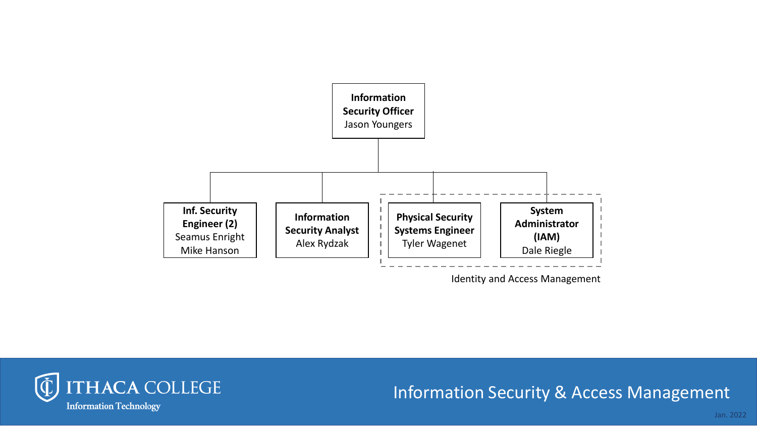# Information Security & Access Management

**Information Security Officer**
Jason Youngers

- **Inf. Security Engineer (2)**
  Seamus Enright
  Mike Hanson
- **Information Security Analyst**
  Alex Rydzak
- Identity and Access Management
  - **Physical Security Systems Engineer**
    Tyler Wagenet
  - **System Administrator (IAM)**
    Dale Riegle

ITHACA COLLEGE
Information Technology

Jan. 2022